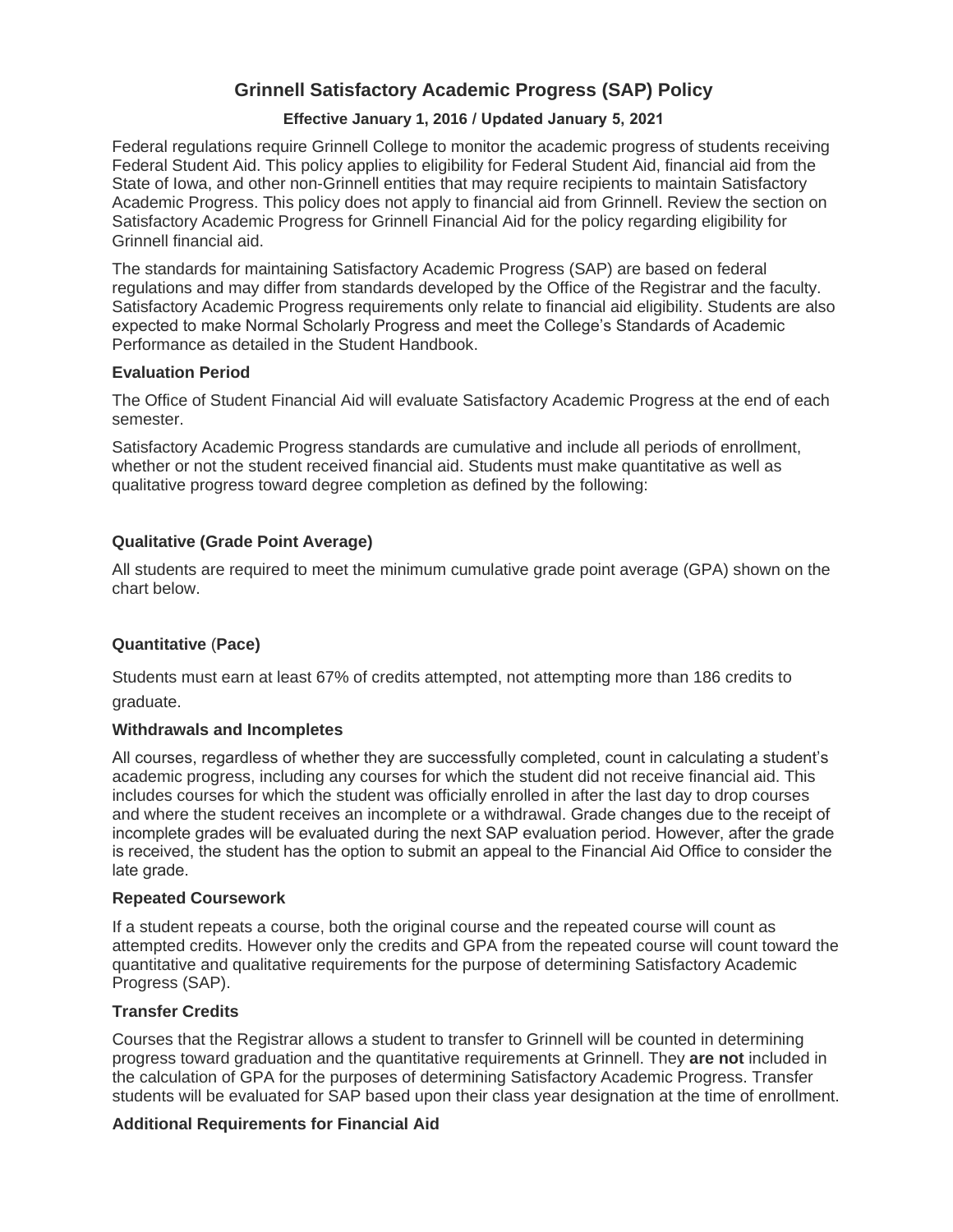# Grinnell Satisfactory Academic Progress (SAP) Policy

**Effective January 1, 2016 / Updated January 5, 2021**

Federal regulations require Grinnell College to monitor the academic progress of students receiving Federal Student Aid. This policy applies to eligibility for Federal Student Aid, financial aid from the State of Iowa, and other non-Grinnell entities that may require recipients to maintain Satisfactory Academic Progress. This policy does not apply to financial aid from Grinnell. Review the section on Satisfactory Academic Progress for Grinnell Financial Aid for the policy regarding eligibility for Grinnell financial aid.

The standards for maintaining Satisfactory Academic Progress (SAP) are based on federal regulations and may differ from standards developed by the Office of the Registrar and the faculty. Satisfactory Academic Progress requirements only relate to financial aid eligibility. Students are also expected to make Normal Scholarly Progress and meet the College's Standards of Academic Performance as detailed in the Student Handbook.

### Evaluation Period

The Office of Student Financial Aid will evaluate Satisfactory Academic Progress at the end of each semester.

Satisfactory Academic Progress standards are cumulative and include all periods of enrollment, whether or not the student received financial aid. Students must make quantitative as well as qualitative progress toward degree completion as defined by the following:

### Qualitative (Grade Point Average)

All students are required to meet the minimum cumulative grade point average (GPA) shown on the chart below.

### Quantitative (Pace)

Students must earn at least 67% of credits attempted, not attempting more than 186 credits to graduate.

### Withdrawals and Incompletes

All courses, regardless of whether they are successfully completed, count in calculating a student's academic progress, including any courses for which the student did not receive financial aid. This includes courses for which the student was officially enrolled in after the last day to drop courses and where the student receives an incomplete or a withdrawal. Grade changes due to the receipt of incomplete grades will be evaluated during the next SAP evaluation period. However, after the grade is received, the student has the option to submit an appeal to the Financial Aid Office to consider the late grade.

### Repeated Coursework

If a student repeats a course, both the original course and the repeated course will count as attempted credits. However only the credits and GPA from the repeated course will count toward the quantitative and qualitative requirements for the purpose of determining Satisfactory Academic Progress (SAP).

### Transfer Credits

Courses that the Registrar allows a student to transfer to Grinnell will be counted in determining progress toward graduation and the quantitative requirements at Grinnell. They **are not** included in the calculation of GPA for the purposes of determining Satisfactory Academic Progress. Transfer students will be evaluated for SAP based upon their class year designation at the time of enrollment.

### Additional Requirements for Financial Aid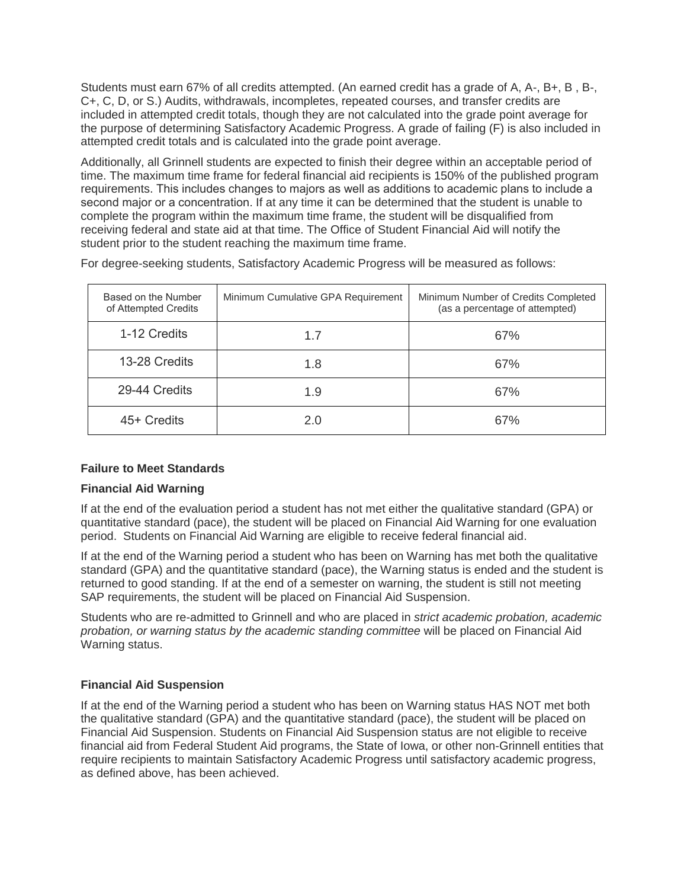Students must earn 67% of all credits attempted. (An earned credit has a grade of A, A-, B+, B , B-, C+, C, D, or S.) Audits, withdrawals, incompletes, repeated courses, and transfer credits are included in attempted credit totals, though they are not calculated into the grade point average for the purpose of determining Satisfactory Academic Progress. A grade of failing (F) is also included in attempted credit totals and is calculated into the grade point average.

Additionally, all Grinnell students are expected to finish their degree within an acceptable period of time. The maximum time frame for federal financial aid recipients is 150% of the published program requirements. This includes changes to majors as well as additions to academic plans to include a second major or a concentration. If at any time it can be determined that the student is unable to complete the program within the maximum time frame, the student will be disqualified from receiving federal and state aid at that time. The Office of Student Financial Aid will notify the student prior to the student reaching the maximum time frame.

For degree-seeking students, Satisfactory Academic Progress will be measured as follows:

| Based on the Number of Attempted Credits | Minimum Cumulative GPA Requirement | Minimum Number of Credits Completed (as a percentage of attempted) |
|---|---|---|
| 1-12 Credits | 1.7 | 67% |
| 13-28 Credits | 1.8 | 67% |
| 29-44 Credits | 1.9 | 67% |
| 45+ Credits | 2.0 | 67% |

**Failure to Meet Standards**

**Financial Aid Warning**

If at the end of the evaluation period a student has not met either the qualitative standard (GPA) or quantitative standard (pace), the student will be placed on Financial Aid Warning for one evaluation period. Students on Financial Aid Warning are eligible to receive federal financial aid.

If at the end of the Warning period a student who has been on Warning has met both the qualitative standard (GPA) and the quantitative standard (pace), the Warning status is ended and the student is returned to good standing. If at the end of a semester on warning, the student is still not meeting SAP requirements, the student will be placed on Financial Aid Suspension.

Students who are re-admitted to Grinnell and who are placed in *strict academic probation, academic probation, or warning status by the academic standing committee* will be placed on Financial Aid Warning status.

**Financial Aid Suspension**

If at the end of the Warning period a student who has been on Warning status HAS NOT met both the qualitative standard (GPA) and the quantitative standard (pace), the student will be placed on Financial Aid Suspension. Students on Financial Aid Suspension status are not eligible to receive financial aid from Federal Student Aid programs, the State of Iowa, or other non-Grinnell entities that require recipients to maintain Satisfactory Academic Progress until satisfactory academic progress, as defined above, has been achieved.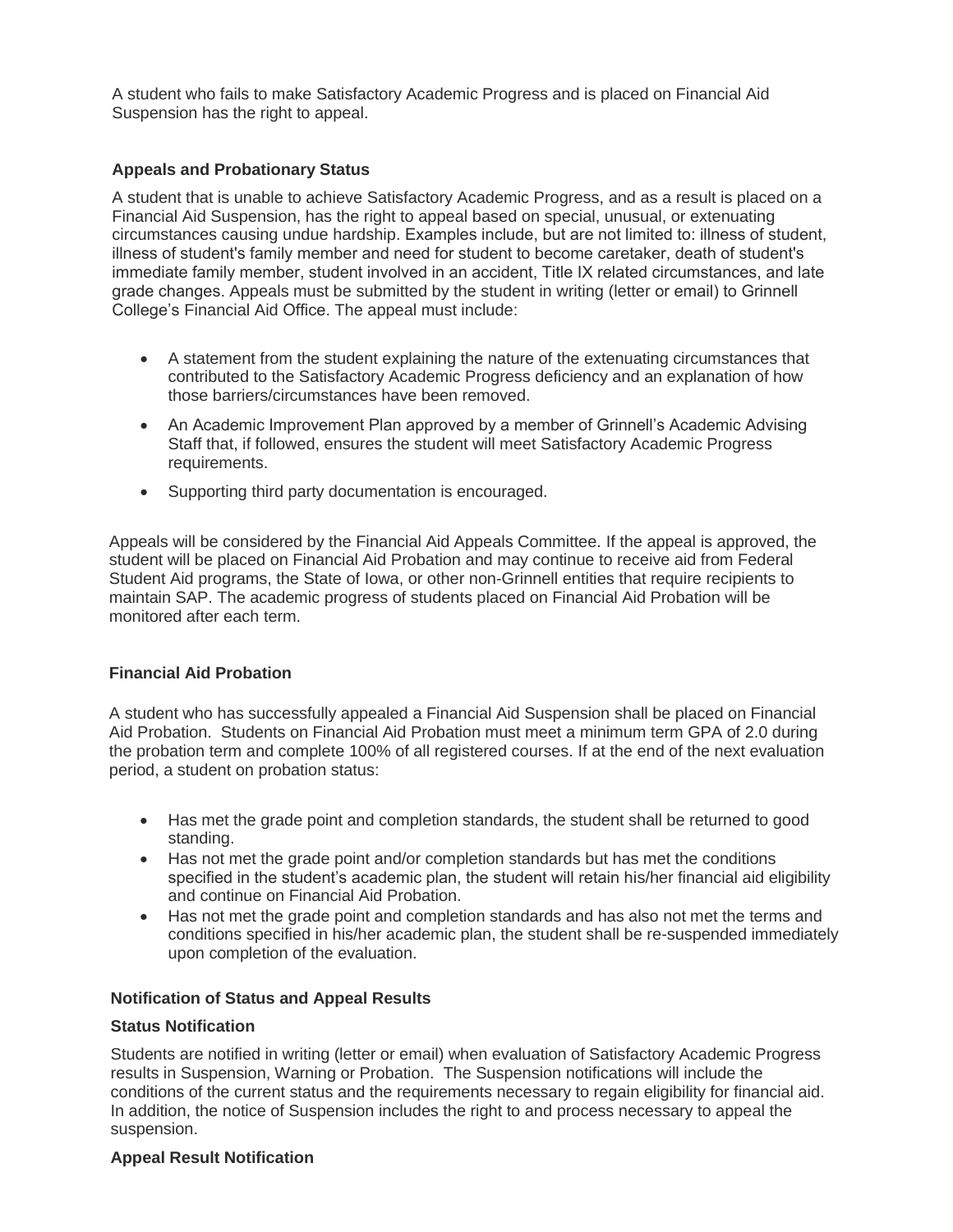A student who fails to make Satisfactory Academic Progress and is placed on Financial Aid Suspension has the right to appeal.

### Appeals and Probationary Status

A student that is unable to achieve Satisfactory Academic Progress, and as a result is placed on a Financial Aid Suspension, has the right to appeal based on special, unusual, or extenuating circumstances causing undue hardship. Examples include, but are not limited to: illness of student, illness of student's family member and need for student to become caretaker, death of student's immediate family member, student involved in an accident, Title IX related circumstances, and late grade changes. Appeals must be submitted by the student in writing (letter or email) to Grinnell College's Financial Aid Office. The appeal must include:

- A statement from the student explaining the nature of the extenuating circumstances that contributed to the Satisfactory Academic Progress deficiency and an explanation of how those barriers/circumstances have been removed.
- An Academic Improvement Plan approved by a member of Grinnell's Academic Advising Staff that, if followed, ensures the student will meet Satisfactory Academic Progress requirements.
- Supporting third party documentation is encouraged.

Appeals will be considered by the Financial Aid Appeals Committee. If the appeal is approved, the student will be placed on Financial Aid Probation and may continue to receive aid from Federal Student Aid programs, the State of Iowa, or other non-Grinnell entities that require recipients to maintain SAP. The academic progress of students placed on Financial Aid Probation will be monitored after each term.

### Financial Aid Probation

A student who has successfully appealed a Financial Aid Suspension shall be placed on Financial Aid Probation. Students on Financial Aid Probation must meet a minimum term GPA of 2.0 during the probation term and complete 100% of all registered courses. If at the end of the next evaluation period, a student on probation status:

- Has met the grade point and completion standards, the student shall be returned to good standing.
- Has not met the grade point and/or completion standards but has met the conditions specified in the student's academic plan, the student will retain his/her financial aid eligibility and continue on Financial Aid Probation.
- Has not met the grade point and completion standards and has also not met the terms and conditions specified in his/her academic plan, the student shall be re-suspended immediately upon completion of the evaluation.

### Notification of Status and Appeal Results

#### Status Notification

Students are notified in writing (letter or email) when evaluation of Satisfactory Academic Progress results in Suspension, Warning or Probation. The Suspension notifications will include the conditions of the current status and the requirements necessary to regain eligibility for financial aid. In addition, the notice of Suspension includes the right to and process necessary to appeal the suspension.

#### Appeal Result Notification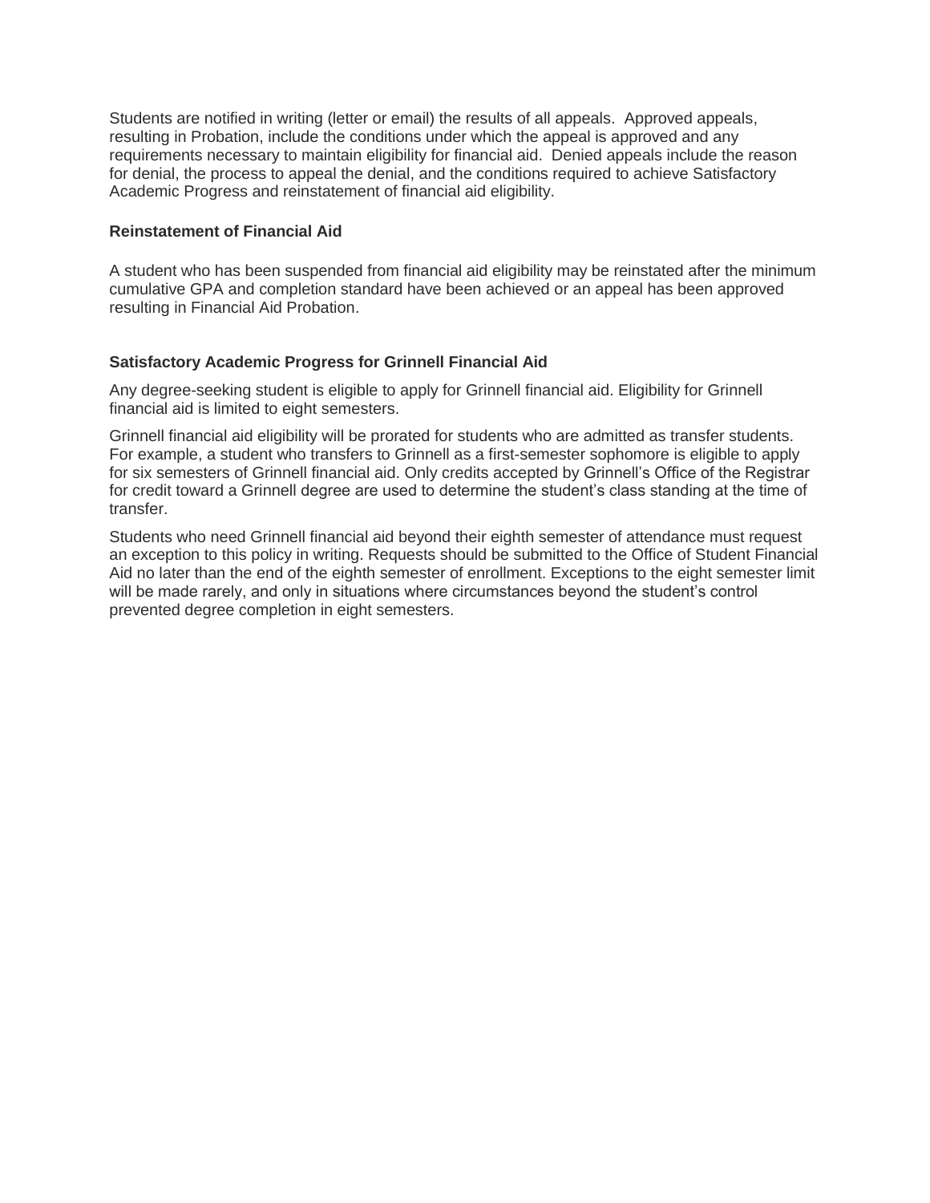Students are notified in writing (letter or email) the results of all appeals. Approved appeals, resulting in Probation, include the conditions under which the appeal is approved and any requirements necessary to maintain eligibility for financial aid. Denied appeals include the reason for denial, the process to appeal the denial, and the conditions required to achieve Satisfactory Academic Progress and reinstatement of financial aid eligibility.

**Reinstatement of Financial Aid**

A student who has been suspended from financial aid eligibility may be reinstated after the minimum cumulative GPA and completion standard have been achieved or an appeal has been approved resulting in Financial Aid Probation.

**Satisfactory Academic Progress for Grinnell Financial Aid**

Any degree-seeking student is eligible to apply for Grinnell financial aid. Eligibility for Grinnell financial aid is limited to eight semesters.

Grinnell financial aid eligibility will be prorated for students who are admitted as transfer students. For example, a student who transfers to Grinnell as a first-semester sophomore is eligible to apply for six semesters of Grinnell financial aid. Only credits accepted by Grinnell's Office of the Registrar for credit toward a Grinnell degree are used to determine the student's class standing at the time of transfer.

Students who need Grinnell financial aid beyond their eighth semester of attendance must request an exception to this policy in writing. Requests should be submitted to the Office of Student Financial Aid no later than the end of the eighth semester of enrollment. Exceptions to the eight semester limit will be made rarely, and only in situations where circumstances beyond the student's control prevented degree completion in eight semesters.